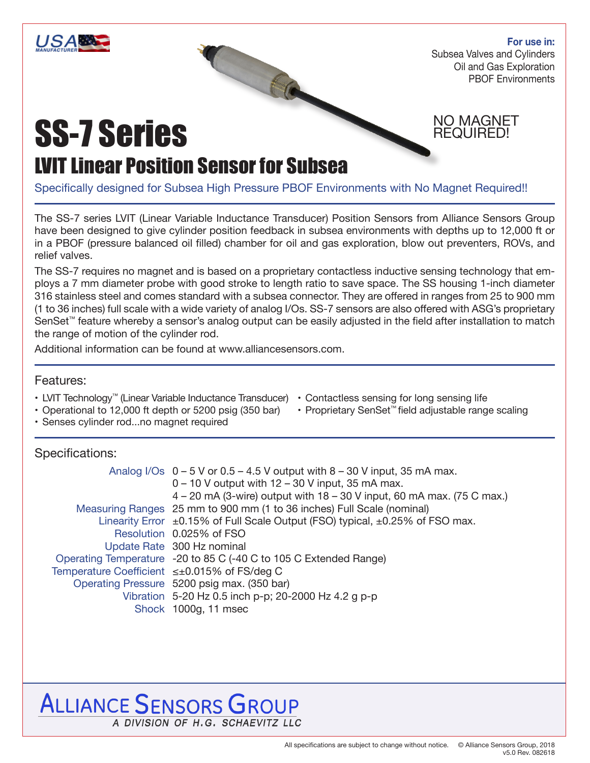**For use in:**
Subsea Valves and Cylinders
Oil and Gas Exploration
PBOF Environments

NO MAGNET REQUIRED!

# SS-7 Series

## LVIT Linear Position Sensor for Subsea

Specifically designed for Subsea High Pressure PBOF Environments with No Magnet Required!!

The SS-7 series LVIT (Linear Variable Inductance Transducer) Position Sensors from Alliance Sensors Group have been designed to give cylinder position feedback in subsea environments with depths up to 12,000 ft or in a PBOF (pressure balanced oil filled) chamber for oil and gas exploration, blow out preventers, ROVs, and relief valves.

The SS-7 requires no magnet and is based on a proprietary contactless inductive sensing technology that employs a 7 mm diameter probe with good stroke to length ratio to save space. The SS housing 1-inch diameter 316 stainless steel and comes standard with a subsea connector. They are offered in ranges from 25 to 900 mm (1 to 36 inches) full scale with a wide variety of analog I/Os. SS-7 sensors are also offered with ASG's proprietary SenSet™ feature whereby a sensor's analog output can be easily adjusted in the field after installation to match the range of motion of the cylinder rod.

Additional information can be found at www.alliancesensors.com.

### Features:

- LVIT Technology™ (Linear Variable Inductance Transducer)
- Operational to 12,000 ft depth or 5200 psig (350 bar)
- Senses cylinder rod...no magnet required
- Contactless sensing for long sensing life
- Proprietary SenSet™ field adjustable range scaling

### Specifications:

| | |
|---|---|
| Analog I/Os | 0 – 5 V or 0.5 – 4.5 V output with 8 – 30 V input, 35 mA max.<br>0 – 10 V output with 12 – 30 V input, 35 mA max.<br>4 – 20 mA (3-wire) output with 18 – 30 V input, 60 mA max. (75 C max.) |
| Measuring Ranges | 25 mm to 900 mm (1 to 36 inches) Full Scale (nominal) |
| Linearity Error | ±0.15% of Full Scale Output (FSO) typical, ±0.25% of FSO max. |
| Resolution | 0.025% of FSO |
| Update Rate | 300 Hz nominal |
| Operating Temperature | -20 to 85 C (-40 C to 105 C Extended Range) |
| Temperature Coefficient | ≤±0.015% of FS/deg C |
| Operating Pressure | 5200 psig max. (350 bar) |
| Vibration | 5-20 Hz 0.5 inch p-p; 20-2000 Hz 4.2 g p-p |
| Shock | 1000g, 11 msec |

ALLIANCE SENSORS GROUP
A DIVISION OF H.G. SCHAEVITZ LLC

All specifications are subject to change without notice. © Alliance Sensors Group, 2018
v5.0 Rev. 082618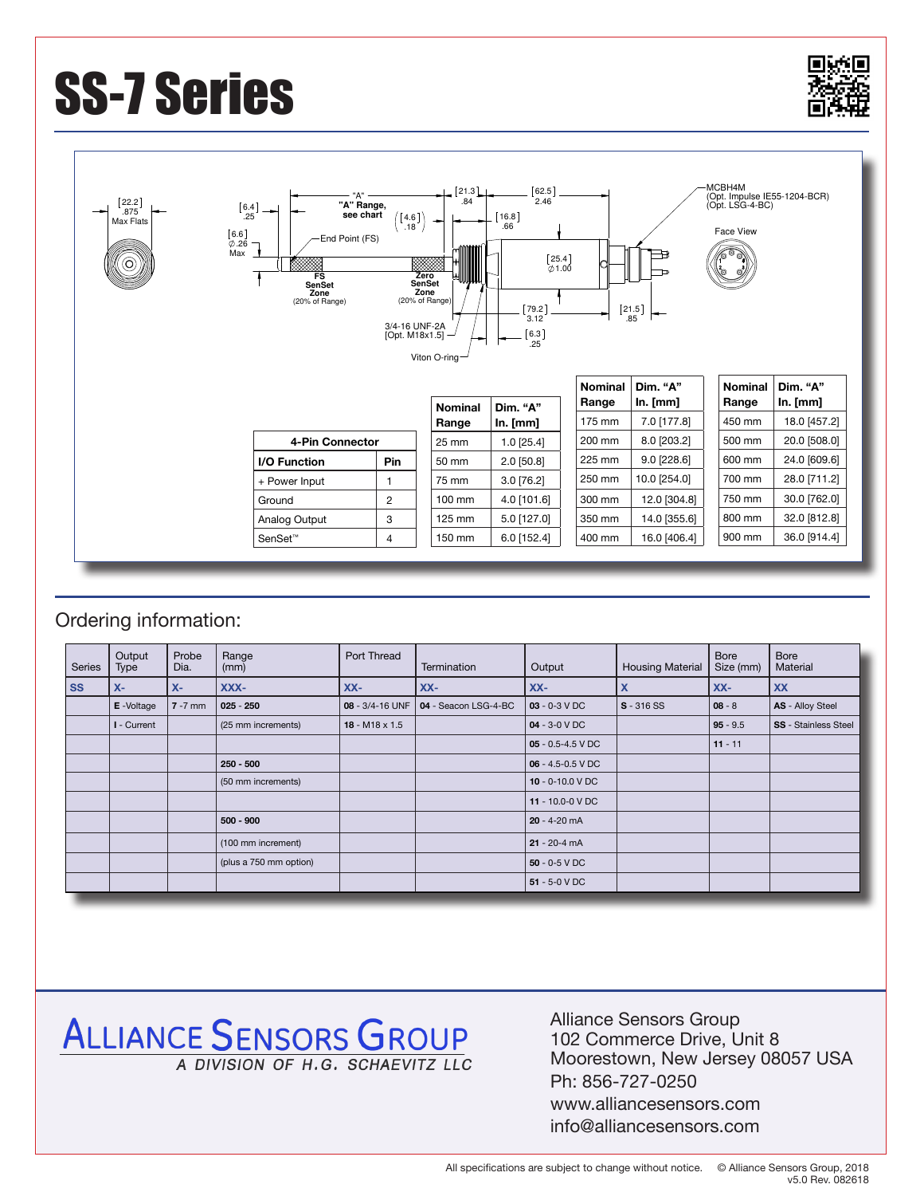# SS-7 Series

[22.2]
.875
Max Flats

[6.4]
.25

[6.6]
∅.26
Max

"A"
"A" Range,
see chart

[4.6]
.18

End Point (FS)

FS
SenSet
Zone
(20% of Range)

Zero
SenSet
Zone
(20% of Range)

[21.3]
.84

[16.8]
.66

[62.5]
2.46

[25.4]
∅1.00

[79.2]
3.12

[6.3]
.25

[21.5]
.85

3/4-16 UNF-2A
[Opt. M18x1.5]

Viton O-ring

MCBH4M
(Opt. Impulse IE55-1204-BCR)
(Opt. LSG-4-BC)

Face View

| 4-Pin Connector | |
|---|---|
| **I/O Function** | **Pin** |
| + Power Input | 1 |
| Ground | 2 |
| Analog Output | 3 |
| SenSet™ | 4 |

| Nominal Range | Dim. "A" In. [mm] |
|---|---|
| 25 mm | 1.0 [25.4] |
| 50 mm | 2.0 [50.8] |
| 75 mm | 3.0 [76.2] |
| 100 mm | 4.0 [101.6] |
| 125 mm | 5.0 [127.0] |
| 150 mm | 6.0 [152.4] |

| Nominal Range | Dim. "A" In. [mm] |
|---|---|
| 175 mm | 7.0 [177.8] |
| 200 mm | 8.0 [203.2] |
| 225 mm | 9.0 [228.6] |
| 250 mm | 10.0 [254.0] |
| 300 mm | 12.0 [304.8] |
| 350 mm | 14.0 [355.6] |
| 400 mm | 16.0 [406.4] |

| Nominal Range | Dim. "A" In. [mm] |
|---|---|
| 450 mm | 18.0 [457.2] |
| 500 mm | 20.0 [508.0] |
| 600 mm | 24.0 [609.6] |
| 700 mm | 28.0 [711.2] |
| 750 mm | 30.0 [762.0] |
| 800 mm | 32.0 [812.8] |
| 900 mm | 36.0 [914.4] |

## Ordering information:

| Series | Output Type | Probe Dia. | Range (mm) | Port Thread | Termination | Output | Housing Material | Bore Size (mm) | Bore Material |
|---|---|---|---|---|---|---|---|---|---|
| **SS** | **X-** | **X-** | **XXX-** | **XX-** | **XX-** | **XX-** | **X** | **XX-** | **XX** |
| | **E** -Voltage | **7** -7 mm | **025 - 250** | **08** - 3/4-16 UNF | **04** - Seacon LSG-4-BC | **03** - 0-3 V DC | **S** - 316 SS | **08** - 8 | **AS** - Alloy Steel |
| | **I** - Current | | (25 mm increments) | **18** - M18 x 1.5 | | **04** - 3-0 V DC | | **95** - 9.5 | **SS** - Stainless Steel |
| | | | | | | **05** - 0.5-4.5 V DC | | **11** - 11 | |
| | | | **250 - 500** | | | **06** - 4.5-0.5 V DC | | | |
| | | | (50 mm increments) | | | **10** - 0-10.0 V DC | | | |
| | | | | | | **11** - 10.0-0 V DC | | | |
| | | | **500 - 900** | | | **20** - 4-20 mA | | | |
| | | | (100 mm increment) | | | **21** - 20-4 mA | | | |
| | | | (plus a 750 mm option) | | | **50** - 0-5 V DC | | | |
| | | | | | | **51** - 5-0 V DC | | | |

ALLIANCE SENSORS GROUP
A DIVISION OF H.G. SCHAEVITZ LLC

Alliance Sensors Group
102 Commerce Drive, Unit 8
Moorestown, New Jersey 08057 USA
Ph: 856-727-0250
www.alliancesensors.com
info@alliancesensors.com

All specifications are subject to change without notice. © Alliance Sensors Group, 2018
v5.0 Rev. 082618